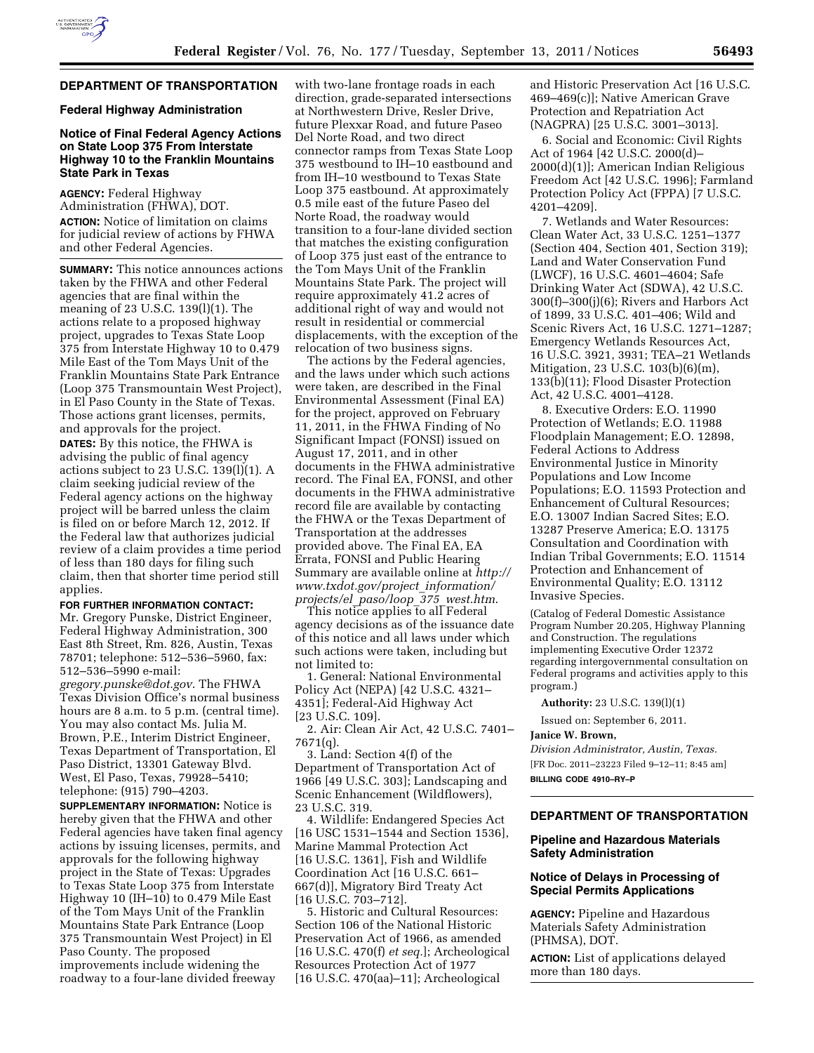## DEPARTMENT OF TRANSPORTATION

### Federal Highway Administration

### Notice of Final Federal Agency Actions on State Loop 375 From Interstate Highway 10 to the Franklin Mountains State Park in Texas

**AGENCY:** Federal Highway Administration (FHWA), DOT.

**ACTION:** Notice of limitation on claims for judicial review of actions by FHWA and other Federal Agencies.

**SUMMARY:** This notice announces actions taken by the FHWA and other Federal agencies that are final within the meaning of 23 U.S.C. 139(l)(1). The actions relate to a proposed highway project, upgrades to Texas State Loop 375 from Interstate Highway 10 to 0.479 Mile East of the Tom Mays Unit of the Franklin Mountains State Park Entrance (Loop 375 Transmountain West Project), in El Paso County in the State of Texas. Those actions grant licenses, permits, and approvals for the project.

**DATES:** By this notice, the FHWA is advising the public of final agency actions subject to 23 U.S.C. 139(l)(1). A claim seeking judicial review of the Federal agency actions on the highway project will be barred unless the claim is filed on or before March 12, 2012. If the Federal law that authorizes judicial review of a claim provides a time period of less than 180 days for filing such claim, then that shorter time period still applies.

**FOR FURTHER INFORMATION CONTACT:** Mr. Gregory Punske, District Engineer, Federal Highway Administration, 300 East 8th Street, Rm. 826, Austin, Texas 78701; telephone: 512–536–5960, fax: 512–536–5990 e-mail: *gregory.punske@dot.gov*. The FHWA Texas Division Office's normal business hours are 8 a.m. to 5 p.m. (central time). You may also contact Ms. Julia M. Brown, P.E., Interim District Engineer, Texas Department of Transportation, El Paso District, 13301 Gateway Blvd. West, El Paso, Texas, 79928–5410; telephone: (915) 790–4203.

**SUPPLEMENTARY INFORMATION:** Notice is hereby given that the FHWA and other Federal agencies have taken final agency actions by issuing licenses, permits, and approvals for the following highway project in the State of Texas: Upgrades to Texas State Loop 375 from Interstate Highway 10 (IH–10) to 0.479 Mile East of the Tom Mays Unit of the Franklin Mountains State Park Entrance (Loop 375 Transmountain West Project) in El Paso County. The proposed improvements include widening the roadway to a four-lane divided freeway with two-lane frontage roads in each direction, grade-separated intersections at Northwestern Drive, Resler Drive, future Plexxar Road, and future Paseo Del Norte Road, and two direct connector ramps from Texas State Loop 375 westbound to IH–10 eastbound and from IH–10 westbound to Texas State Loop 375 eastbound. At approximately 0.5 mile east of the future Paseo del Norte Road, the roadway would transition to a four-lane divided section that matches the existing configuration of Loop 375 just east of the entrance to the Tom Mays Unit of the Franklin Mountains State Park. The project will require approximately 41.2 acres of additional right of way and would not result in residential or commercial displacements, with the exception of the relocation of two business signs.

The actions by the Federal agencies, and the laws under which such actions were taken, are described in the Final Environmental Assessment (Final EA) for the project, approved on February 11, 2011, in the FHWA Finding of No Significant Impact (FONSI) issued on August 17, 2011, and in other documents in the FHWA administrative record. The Final EA, FONSI, and other documents in the FHWA administrative record file are available by contacting the FHWA or the Texas Department of Transportation at the addresses provided above. The Final EA, EA Errata, FONSI and Public Hearing Summary are available online at *http://www.txdot.gov/project_information/projects/el_paso/loop_375_west.htm*.

This notice applies to all Federal agency decisions as of the issuance date of this notice and all laws under which such actions were taken, including but not limited to:

1. General: National Environmental Policy Act (NEPA) [42 U.S.C. 4321–4351]; Federal-Aid Highway Act [23 U.S.C. 109].

2. Air: Clean Air Act, 42 U.S.C. 7401–7671(q).

3. Land: Section 4(f) of the Department of Transportation Act of 1966 [49 U.S.C. 303]; Landscaping and Scenic Enhancement (Wildflowers), 23 U.S.C. 319.

4. Wildlife: Endangered Species Act [16 USC 1531–1544 and Section 1536], Marine Mammal Protection Act [16 U.S.C. 1361], Fish and Wildlife Coordination Act [16 U.S.C. 661–667(d)], Migratory Bird Treaty Act [16 U.S.C. 703–712].

5. Historic and Cultural Resources: Section 106 of the National Historic Preservation Act of 1966, as amended [16 U.S.C. 470(f) *et seq.*]; Archeological Resources Protection Act of 1977 [16 U.S.C. 470(aa)–11]; Archeological and Historic Preservation Act [16 U.S.C. 469–469(c)]; Native American Grave Protection and Repatriation Act (NAGPRA) [25 U.S.C. 3001–3013].

6. Social and Economic: Civil Rights Act of 1964 [42 U.S.C. 2000(d)–2000(d)(1)]; American Indian Religious Freedom Act [42 U.S.C. 1996]; Farmland Protection Policy Act (FPPA) [7 U.S.C. 4201–4209].

7. Wetlands and Water Resources: Clean Water Act, 33 U.S.C. 1251–1377 (Section 404, Section 401, Section 319); Land and Water Conservation Fund (LWCF), 16 U.S.C. 4601–4604; Safe Drinking Water Act (SDWA), 42 U.S.C. 300(f)–300(j)(6); Rivers and Harbors Act of 1899, 33 U.S.C. 401–406; Wild and Scenic Rivers Act, 16 U.S.C. 1271–1287; Emergency Wetlands Resources Act, 16 U.S.C. 3921, 3931; TEA–21 Wetlands Mitigation, 23 U.S.C. 103(b)(6)(m), 133(b)(11); Flood Disaster Protection Act, 42 U.S.C. 4001–4128.

8. Executive Orders: E.O. 11990 Protection of Wetlands; E.O. 11988 Floodplain Management; E.O. 12898, Federal Actions to Address Environmental Justice in Minority Populations and Low Income Populations; E.O. 11593 Protection and Enhancement of Cultural Resources; E.O. 13007 Indian Sacred Sites; E.O. 13287 Preserve America; E.O. 13175 Consultation and Coordination with Indian Tribal Governments; E.O. 11514 Protection and Enhancement of Environmental Quality; E.O. 13112 Invasive Species.

(Catalog of Federal Domestic Assistance Program Number 20.205, Highway Planning and Construction. The regulations implementing Executive Order 12372 regarding intergovernmental consultation on Federal programs and activities apply to this program.)

**Authority:** 23 U.S.C. 139(l)(1)

Issued on: September 6, 2011.

**Janice W. Brown,**

*Division Administrator, Austin, Texas.*

[FR Doc. 2011–23223 Filed 9–12–11; 8:45 am]

**BILLING CODE 4910–RY–P**

## DEPARTMENT OF TRANSPORTATION

### Pipeline and Hazardous Materials Safety Administration

### Notice of Delays in Processing of Special Permits Applications

**AGENCY:** Pipeline and Hazardous Materials Safety Administration (PHMSA), DOT.

**ACTION:** List of applications delayed more than 180 days.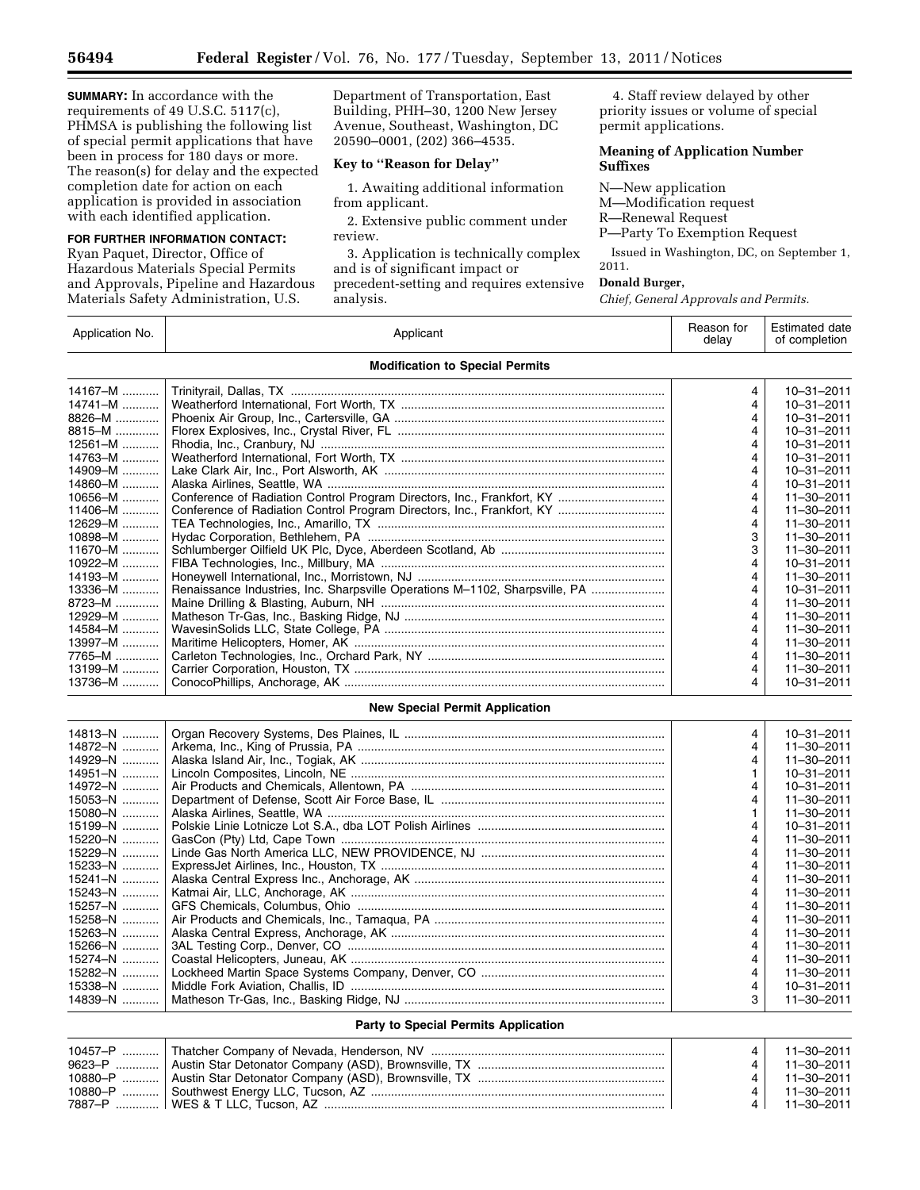**SUMMARY:** In accordance with the requirements of 49 U.S.C. 5117(c), PHMSA is publishing the following list of special permit applications that have been in process for 180 days or more. The reason(s) for delay and the expected completion date for action on each application is provided in association with each identified application.

**FOR FURTHER INFORMATION CONTACT:** Ryan Paquet, Director, Office of Hazardous Materials Special Permits and Approvals, Pipeline and Hazardous Materials Safety Administration, U.S. Department of Transportation, East Building, PHH–30, 1200 New Jersey Avenue, Southeast, Washington, DC 20590–0001, (202) 366–4535.

## Key to ''Reason for Delay''

1. Awaiting additional information from applicant.
2. Extensive public comment under review.
3. Application is technically complex and is of significant impact or precedent-setting and requires extensive analysis.
4. Staff review delayed by other priority issues or volume of special permit applications.

## Meaning of Application Number Suffixes

N—New application
M—Modification request
R—Renewal Request
P—Party To Exemption Request

Issued in Washington, DC, on September 1, 2011.

**Donald Burger,**

*Chief, General Approvals and Permits.*

| Application No. | Applicant | Reason for delay | Estimated date of completion |
|---|---|---|---|
| **Modification to Special Permits** | | | |
| 14167–M | Trinityrail, Dallas, TX | 4 | 10–31–2011 |
| 14741–M | Weatherford International, Fort Worth, TX | 4 | 10–31–2011 |
| 8826–M | Phoenix Air Group, Inc., Cartersville, GA | 4 | 10–31–2011 |
| 8815–M | Florex Explosives, Inc., Crystal River, FL | 4 | 10–31–2011 |
| 12561–M | Rhodia, Inc., Cranbury, NJ | 4 | 10–31–2011 |
| 14763–M | Weatherford International, Fort Worth, TX | 4 | 10–31–2011 |
| 14909–M | Lake Clark Air, Inc., Port Alsworth, AK | 4 | 10–31–2011 |
| 14860–M | Alaska Airlines, Seattle, WA | 4 | 10–31–2011 |
| 10656–M | Conference of Radiation Control Program Directors, Inc., Frankfort, KY | 4 | 11–30–2011 |
| 11406–M | Conference of Radiation Control Program Directors, Inc., Frankfort, KY | 4 | 11–30–2011 |
| 12629–M | TEA Technologies, Inc., Amarillo, TX | 4 | 11–30–2011 |
| 10898–M | Hydac Corporation, Bethlehem, PA | 3 | 11–30–2011 |
| 11670–M | Schlumberger Oilfield UK Plc, Dyce, Aberdeen Scotland, Ab | 3 | 11–30–2011 |
| 10922–M | FIBA Technologies, Inc., Millbury, MA | 4 | 10–31–2011 |
| 14193–M | Honeywell International, Inc., Morristown, NJ | 4 | 11–30–2011 |
| 13336–M | Renaissance Industries, Inc. Sharpsville Operations M–1102, Sharpsville, PA | 4 | 10–31–2011 |
| 8723–M | Maine Drilling & Blasting, Auburn, NH | 4 | 11–30–2011 |
| 12929–M | Matheson Tr-Gas, Inc., Basking Ridge, NJ | 4 | 11–30–2011 |
| 14584–M | WavesinSolids LLC, State College, PA | 4 | 11–30–2011 |
| 13997–M | Maritime Helicopters, Homer, AK | 4 | 11–30–2011 |
| 7765–M | Carleton Technologies, Inc., Orchard Park, NY | 4 | 11–30–2011 |
| 13199–M | Carrier Corporation, Houston, TX | 4 | 11–30–2011 |
| 13736–M | ConocoPhillips, Anchorage, AK | 4 | 10–31–2011 |
| **New Special Permit Application** | | | |
| 14813–N | Organ Recovery Systems, Des Plaines, IL | 4 | 10–31–2011 |
| 14872–N | Arkema, Inc., King of Prussia, PA | 4 | 11–30–2011 |
| 14929–N | Alaska Island Air, Inc., Togiak, AK | 4 | 11–30–2011 |
| 14951–N | Lincoln Composites, Lincoln, NE | 1 | 10–31–2011 |
| 14972–N | Air Products and Chemicals, Allentown, PA | 4 | 10–31–2011 |
| 15053–N | Department of Defense, Scott Air Force Base, IL | 4 | 11–30–2011 |
| 15080–N | Alaska Airlines, Seattle, WA | 1 | 11–30–2011 |
| 15199–N | Polskie Linie Lotnicze Lot S.A., dba LOT Polish Airlines | 4 | 10–31–2011 |
| 15220–N | GasCon (Pty) Ltd, Cape Town | 4 | 11–30–2011 |
| 15229–N | Linde Gas North America LLC, NEW PROVIDENCE, NJ | 4 | 11–30–2011 |
| 15233–N | ExpressJet Airlines, Inc., Houston, TX | 4 | 11–30–2011 |
| 15241–N | Alaska Central Express Inc., Anchorage, AK | 4 | 11–30–2011 |
| 15243–N | Katmai Air, LLC, Anchorage, AK | 4 | 11–30–2011 |
| 15257–N | GFS Chemicals, Columbus, Ohio | 4 | 11–30–2011 |
| 15258–N | Air Products and Chemicals, Inc., Tamaqua, PA | 4 | 11–30–2011 |
| 15263–N | Alaska Central Express, Anchorage, AK | 4 | 11–30–2011 |
| 15266–N | 3AL Testing Corp., Denver, CO | 4 | 11–30–2011 |
| 15274–N | Coastal Helicopters, Juneau, AK | 4 | 11–30–2011 |
| 15282–N | Lockheed Martin Space Systems Company, Denver, CO | 4 | 11–30–2011 |
| 15338–N | Middle Fork Aviation, Challis, ID | 4 | 10–31–2011 |
| 14839–N | Matheson Tr-Gas, Inc., Basking Ridge, NJ | 3 | 11–30–2011 |
| **Party to Special Permits Application** | | | |
| 10457–P | Thatcher Company of Nevada, Henderson, NV | 4 | 11–30–2011 |
| 9623–P | Austin Star Detonator Company (ASD), Brownsville, TX | 4 | 11–30–2011 |
| 10880–P | Austin Star Detonator Company (ASD), Brownsville, TX | 4 | 11–30–2011 |
| 10880–P | Southwest Energy LLC, Tucson, AZ | 4 | 11–30–2011 |
| 7887–P | WES & T LLC, Tucson, AZ | 4 | 11–30–2011 |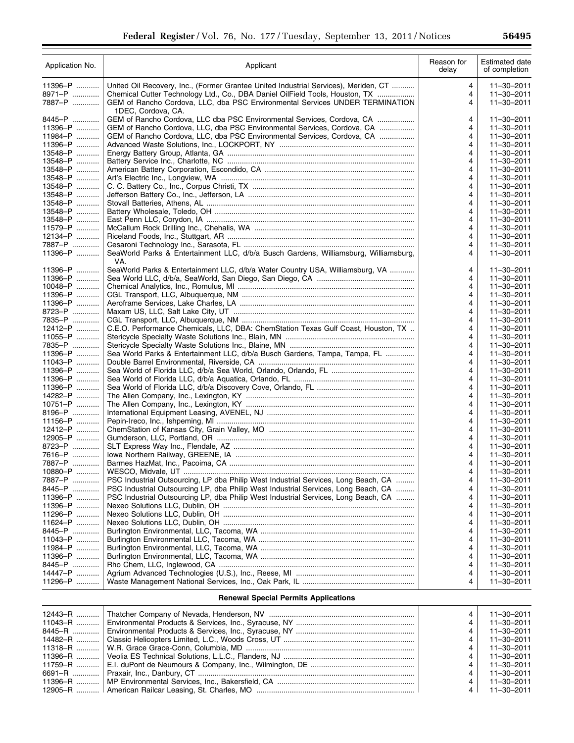| Application No. | Applicant | Reason for delay | Estimated date of completion |
| --- | --- | --- | --- |
| 11396–P | United Oil Recovery, Inc., (Former Grantee United Industrial Services), Meriden, CT | 4 | 11–30–2011 |
| 8971–P | Chemical Cutter Technology Ltd., Co., DBA Daniel OilField Tools, Houston, TX | 4 | 11–30–2011 |
| 7887–P | GEM of Rancho Cordova, LLC, dba PSC Environmental Services UNDER TERMINATION 1DEC, Cordova, CA. | 4 | 11–30–2011 |
| 8445–P | GEM of Rancho Cordova, LLC dba PSC Environmental Services, Cordova, CA | 4 | 11–30–2011 |
| 11396–P | GEM of Rancho Cordova, LLC, dba PSC Environmental Services, Cordova, CA | 4 | 11–30–2011 |
| 11984–P | GEM of Rancho Cordova, LLC, dba PSC Environmental Services, Cordova, CA | 4 | 11–30–2011 |
| 11396–P | Advanced Waste Solutions, Inc., LOCKPORT, NY | 4 | 11–30–2011 |
| 13548–P | Energy Battery Group, Atlanta, GA | 4 | 11–30–2011 |
| 13548–P | Battery Service Inc., Charlotte, NC | 4 | 11–30–2011 |
| 13548–P | American Battery Corporation, Escondido, CA | 4 | 11–30–2011 |
| 13548–P | Art's Electric Inc., Longview, WA | 4 | 11–30–2011 |
| 13548–P | C. C. Battery Co., Inc., Corpus Christi, TX | 4 | 11–30–2011 |
| 13548–P | Jefferson Battery Co., Inc., Jefferson, LA | 4 | 11–30–2011 |
| 13548–P | Stovall Batteries, Athens, AL | 4 | 11–30–2011 |
| 13548–P | Battery Wholesale, Toledo, OH | 4 | 11–30–2011 |
| 13548–P | East Penn LLC, Corydon, IA | 4 | 11–30–2011 |
| 11579–P | McCallum Rock Drilling Inc., Chehalis, WA | 4 | 11–30–2011 |
| 12134–P | Riceland Foods, Inc., Stuttgart, AR | 4 | 11–30–2011 |
| 7887–P | Cesaroni Technology Inc., Sarasota, FL | 4 | 11–30–2011 |
| 11396–P | SeaWorld Parks & Entertainment LLC, d/b/a Busch Gardens, Williamsburg, Williamsburg, VA. | 4 | 11–30–2011 |
| 11396–P | SeaWorld Parks & Entertainment LLC, d/b/a Water Country USA, Williamsburg, VA | 4 | 11–30–2011 |
| 11396–P | Sea World LLC, d/b/a, SeaWorld, San Diego, San Diego, CA | 4 | 11–30–2011 |
| 10048–P | Chemical Analytics, Inc., Romulus, MI | 4 | 11–30–2011 |
| 11396–P | CGL Transport, LLC, Albuquerque, NM | 4 | 11–30–2011 |
| 11396–P | Aeroframe Services, Lake Charles, LA | 4 | 11–30–2011 |
| 8723–P | Maxam US, LLC, Salt Lake City, UT | 4 | 11–30–2011 |
| 7835–P | CGL Transport, LLC, Albuquerque, NM | 4 | 11–30–2011 |
| 12412–P | C.E.O. Performance Chemicals, LLC, DBA: ChemStation Texas Gulf Coast, Houston, TX | 4 | 11–30–2011 |
| 11055–P | Stericycle Specialty Waste Solutions Inc., Blain, MN | 4 | 11–30–2011 |
| 7835–P | Stericycle Specialty Waste Solutions Inc., Blaine, MN | 4 | 11–30–2011 |
| 11396–P | Sea World Parks & Entertainment LLC, d/b/a Busch Gardens, Tampa, Tampa, FL | 4 | 11–30–2011 |
| 11043–P | Double Barrel Environmental, Riverside, CA | 4 | 11–30–2011 |
| 11396–P | Sea World of Florida LLC, d/b/a Sea World, Orlando, Orlando, FL | 4 | 11–30–2011 |
| 11396–P | Sea World of Florida LLC, d/b/a Aquatica, Orlando, FL | 4 | 11–30–2011 |
| 11396–P | Sea World of Florida LLC, d/b/a Discovery Cove, Orlando, FL | 4 | 11–30–2011 |
| 14282–P | The Allen Company, Inc., Lexington, KY | 4 | 11–30–2011 |
| 10751–P | The Allen Company, Inc., Lexington, KY | 4 | 11–30–2011 |
| 8196–P | International Equipment Leasing, AVENEL, NJ | 4 | 11–30–2011 |
| 11156–P | Pepin-Ireco, Inc., Ishpeming, MI | 4 | 11–30–2011 |
| 12412–P | ChemStation of Kansas City, Grain Valley, MO | 4 | 11–30–2011 |
| 12905–P | Gumderson, LLC, Portland, OR | 4 | 11–30–2011 |
| 8723–P | SLT Express Way Inc., Flendale, AZ | 4 | 11–30–2011 |
| 7616–P | Iowa Northern Railway, GREENE, IA | 4 | 11–30–2011 |
| 7887–P | Barmes HazMat, Inc., Pacoima, CA | 4 | 11–30–2011 |
| 10880–P | WESCO, Midvale, UT | 4 | 11–30–2011 |
| 7887–P | PSC Industrial Outsourcing, LP dba Philip West Industrial Services, Long Beach, CA | 4 | 11–30–2011 |
| 8445–P | PSC Industrial Outsourcing LP, dba Philip West Industrial Services, Long Beach, CA | 4 | 11–30–2011 |
| 11396–P | PSC Industrial Outsourcing, LP dba Philip West Industrial Services, Long Beach, CA | 4 | 11–30–2011 |
| 11396–P | Nexeo Solutions LLC, Dublin, OH | 4 | 11–30–2011 |
| 11296–P | Nexeo Solutions LLC, Dublin, OH | 4 | 11–30–2011 |
| 11624–P | Nexeo Solutions LLC, Dublin, OH | 4 | 11–30–2011 |
| 8445–P | Burlington Environmental LLC, Tacoma, WA | 4 | 11–30–2011 |
| 11043–P | Burlington Environmental LLC, Tacoma, WA | 4 | 11–30–2011 |
| 11984–P | Burlington Environmental, LLC, Tacoma, WA | 4 | 11–30–2011 |
| 11396–P | Burlington Environmental, LLC, Tacoma, WA | 4 | 11–30–2011 |
| 8445–P | Rho Chem, LLC, Inglewood, CA | 4 | 11–30–2011 |
| 14447–P | Agrium Advanced Technologies (U.S.), Inc., Reese, MI | 4 | 11–30–2011 |
| 11296–P | Waste Management National Services, Inc., Oak Park, IL | 4 | 11–30–2011 |

**Renewal Special Permits Applications**

| Application No. | Applicant | Reason for delay | Estimated date of completion |
| --- | --- | --- | --- |
| 12443–R | Thatcher Company of Nevada, Henderson, NV | 4 | 11–30–2011 |
| 11043–R | Environmental Products & Services, Inc., Syracuse, NY | 4 | 11–30–2011 |
| 8445–R | Environmental Products & Services, Inc., Syracuse, NY | 4 | 11–30–2011 |
| 14482–R | Classic Helicopters Limited, L.C., Woods Cross, UT | 4 | 11–30–2011 |
| 11318–R | W.R. Grace Grace-Conn, Columbia, MD | 4 | 11–30–2011 |
| 11396–R | Veolia ES Technical Solutions, L.L.C., Flanders, NJ | 4 | 11–30–2011 |
| 11759–R | E.I. duPont de Neumours & Company, Inc., Wilmington, DE | 4 | 11–30–2011 |
| 6691–R | Praxair, Inc., Danbury, CT | 4 | 11–30–2011 |
| 11396–R | MP Environmental Services, Inc., Bakersfield, CA | 4 | 11–30–2011 |
| 12905–R | American Railcar Leasing, St. Charles, MO | 4 | 11–30–2011 |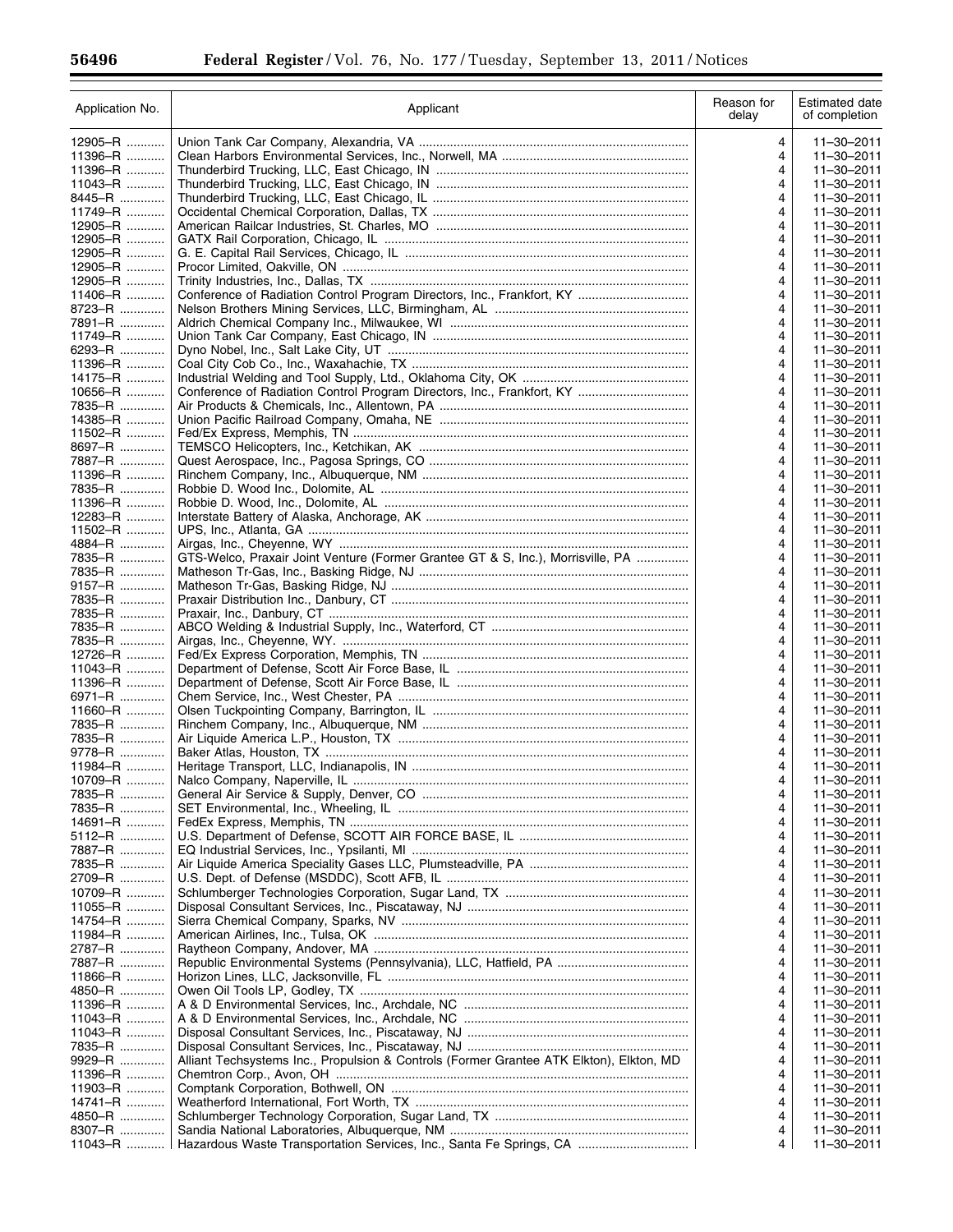| Application No. | Applicant | Reason for delay | Estimated date of completion |
| --- | --- | --- | --- |
| 12905–R | Union Tank Car Company, Alexandria, VA | 4 | 11–30–2011 |
| 11396–R | Clean Harbors Environmental Services, Inc., Norwell, MA | 4 | 11–30–2011 |
| 11396–R | Thunderbird Trucking, LLC, East Chicago, IN | 4 | 11–30–2011 |
| 11043–R | Thunderbird Trucking, LLC, East Chicago, IN | 4 | 11–30–2011 |
| 8445–R | Thunderbird Trucking, LLC, East Chicago, IL | 4 | 11–30–2011 |
| 11749–R | Occidental Chemical Corporation, Dallas, TX | 4 | 11–30–2011 |
| 12905–R | American Railcar Industries, St. Charles, MO | 4 | 11–30–2011 |
| 12905–R | GATX Rail Corporation, Chicago, IL | 4 | 11–30–2011 |
| 12905–R | G. E. Capital Rail Services, Chicago, IL | 4 | 11–30–2011 |
| 12905–R | Procor Limited, Oakville, ON | 4 | 11–30–2011 |
| 12905–R | Trinity Industries, Inc., Dallas, TX | 4 | 11–30–2011 |
| 11406–R | Conference of Radiation Control Program Directors, Inc., Frankfort, KY | 4 | 11–30–2011 |
| 8723–R | Nelson Brothers Mining Services, LLC, Birmingham, AL | 4 | 11–30–2011 |
| 7891–R | Aldrich Chemical Company Inc., Milwaukee, WI | 4 | 11–30–2011 |
| 11749–R | Union Tank Car Company, East Chicago, IN | 4 | 11–30–2011 |
| 6293–R | Dyno Nobel, Inc., Salt Lake City, UT | 4 | 11–30–2011 |
| 11396–R | Coal City Cob Co., Inc., Waxahachie, TX | 4 | 11–30–2011 |
| 14175–R | Industrial Welding and Tool Supply, Ltd., Oklahoma City, OK | 4 | 11–30–2011 |
| 10656–R | Conference of Radiation Control Program Directors, Inc., Frankfort, KY | 4 | 11–30–2011 |
| 7835–R | Air Products & Chemicals, Inc., Allentown, PA | 4 | 11–30–2011 |
| 14385–R | Union Pacific Railroad Company, Omaha, NE | 4 | 11–30–2011 |
| 11502–R | Fed/Ex Express, Memphis, TN | 4 | 11–30–2011 |
| 8697–R | TEMSCO Helicopters, Inc., Ketchikan, AK | 4 | 11–30–2011 |
| 7887–R | Quest Aerospace, Inc., Pagosa Springs, CO | 4 | 11–30–2011 |
| 11396–R | Rinchem Company, Inc., Albuquerque, NM | 4 | 11–30–2011 |
| 7835–R | Robbie D. Wood, Inc., Dolomite, AL | 4 | 11–30–2011 |
| 11396–R | Robbie D. Wood, Inc., Dolomite, AL | 4 | 11–30–2011 |
| 12283–R | Interstate Battery of Alaska, Anchorage, AK | 4 | 11–30–2011 |
| 11502–R | UPS, Inc., Atlanta, GA | 4 | 11–30–2011 |
| 4884–R | Airgas, Inc., Cheyenne, WY | 4 | 11–30–2011 |
| 7835–R | GTS-Welco, Praxair Joint Venture (Former Grantee GT & S, Inc.), Morrisville, PA | 4 | 11–30–2011 |
| 7835–R | Matheson Tr-Gas, Inc., Basking Ridge, NJ | 4 | 11–30–2011 |
| 9157–R | Matheson Tr-Gas, Basking Ridge, NJ | 4 | 11–30–2011 |
| 7835–R | Praxair Distribution Inc., Danbury, CT | 4 | 11–30–2011 |
| 7835–R | Praxair, Inc., Danbury, CT | 4 | 11–30–2011 |
| 7835–R | ABCO Welding & Industrial Supply, Inc., Waterford, CT | 4 | 11–30–2011 |
| 7835–R | Airgas, Inc., Cheyenne, WY. | 4 | 11–30–2011 |
| 12726–R | Fed/Ex Express Corporation, Memphis, TN | 4 | 11–30–2011 |
| 11043–R | Department of Defense, Scott Air Force Base, IL | 4 | 11–30–2011 |
| 11396–R | Department of Defense, Scott Air Force Base, IL | 4 | 11–30–2011 |
| 6971–R | Chem Service, Inc., West Chester, PA | 4 | 11–30–2011 |
| 11660–R | Olsen Tuckpointing Company, Barrington, IL | 4 | 11–30–2011 |
| 7835–R | Rinchem Company, Inc., Albuquerque, NM | 4 | 11–30–2011 |
| 7835–R | Air Liquide America L.P., Houston, TX | 4 | 11–30–2011 |
| 9778–R | Baker Atlas, Houston, TX | 4 | 11–30–2011 |
| 11984–R | Heritage Transport, LLC, Indianapolis, IN | 4 | 11–30–2011 |
| 10709–R | Nalco Company, Naperville, IL | 4 | 11–30–2011 |
| 7835–R | General Air Service & Supply, Denver, CO | 4 | 11–30–2011 |
| 7835–R | SET Environmental, Inc., Wheeling, IL | 4 | 11–30–2011 |
| 14691–R | FedEx Express, Memphis, TN | 4 | 11–30–2011 |
| 5112–R | U.S. Department of Defense, SCOTT AIR FORCE BASE, IL | 4 | 11–30–2011 |
| 7887–R | EQ Industrial Services, Inc., Ypsilanti, MI | 4 | 11–30–2011 |
| 7835–R | Air Liquide America Speciality Gases LLC, Plumsteadville, PA | 4 | 11–30–2011 |
| 2709–R | U.S. Dept. of Defense (MSDDC), Scott AFB, IL | 4 | 11–30–2011 |
| 10709–R | Schlumberger Technologies Corporation, Sugar Land, TX | 4 | 11–30–2011 |
| 11055–R | Disposal Consultant Services, Inc., Piscataway, NJ | 4 | 11–30–2011 |
| 14754–R | Sierra Chemical Company, Sparks, NV | 4 | 11–30–2011 |
| 11984–R | American Airlines, Inc., Tulsa, OK | 4 | 11–30–2011 |
| 2787–R | Raytheon Company, Andover, MA | 4 | 11–30–2011 |
| 7887–R | Republic Environmental Systems (Pennsylvania), LLC, Hatfield, PA | 4 | 11–30–2011 |
| 11866–R | Horizon Lines, LLC, Jacksonville, FL | 4 | 11–30–2011 |
| 4850–R | Owen Oil Tools LP, Godley, TX | 4 | 11–30–2011 |
| 11396–R | A & D Environmental Services, Inc., Archdale, NC | 4 | 11–30–2011 |
| 11043–R | A & D Environmental Services, Inc., Archdale, NC | 4 | 11–30–2011 |
| 11043–R | Disposal Consultant Services, Inc., Piscataway, NJ | 4 | 11–30–2011 |
| 7835–R | Disposal Consultant Services, Inc., Piscataway, NJ | 4 | 11–30–2011 |
| 9929–R | Alliant Techsystems Inc., Propulsion & Controls (Former Grantee ATK Elkton), Elkton, MD | 4 | 11–30–2011 |
| 11396–R | Chemtron Corp., Avon, OH | 4 | 11–30–2011 |
| 11903–R | Comptank Corporation, Bothwell, ON | 4 | 11–30–2011 |
| 14741–R | Weatherford International, Fort Worth, TX | 4 | 11–30–2011 |
| 4850–R | Schlumberger Technology Corporation, Sugar Land, TX | 4 | 11–30–2011 |
| 8307–R | Sandia National Laboratories, Albuquerque, NM | 4 | 11–30–2011 |
| 11043–R | Hazardous Waste Transportation Services, Inc., Santa Fe Springs, CA | 4 | 11–30–2011 |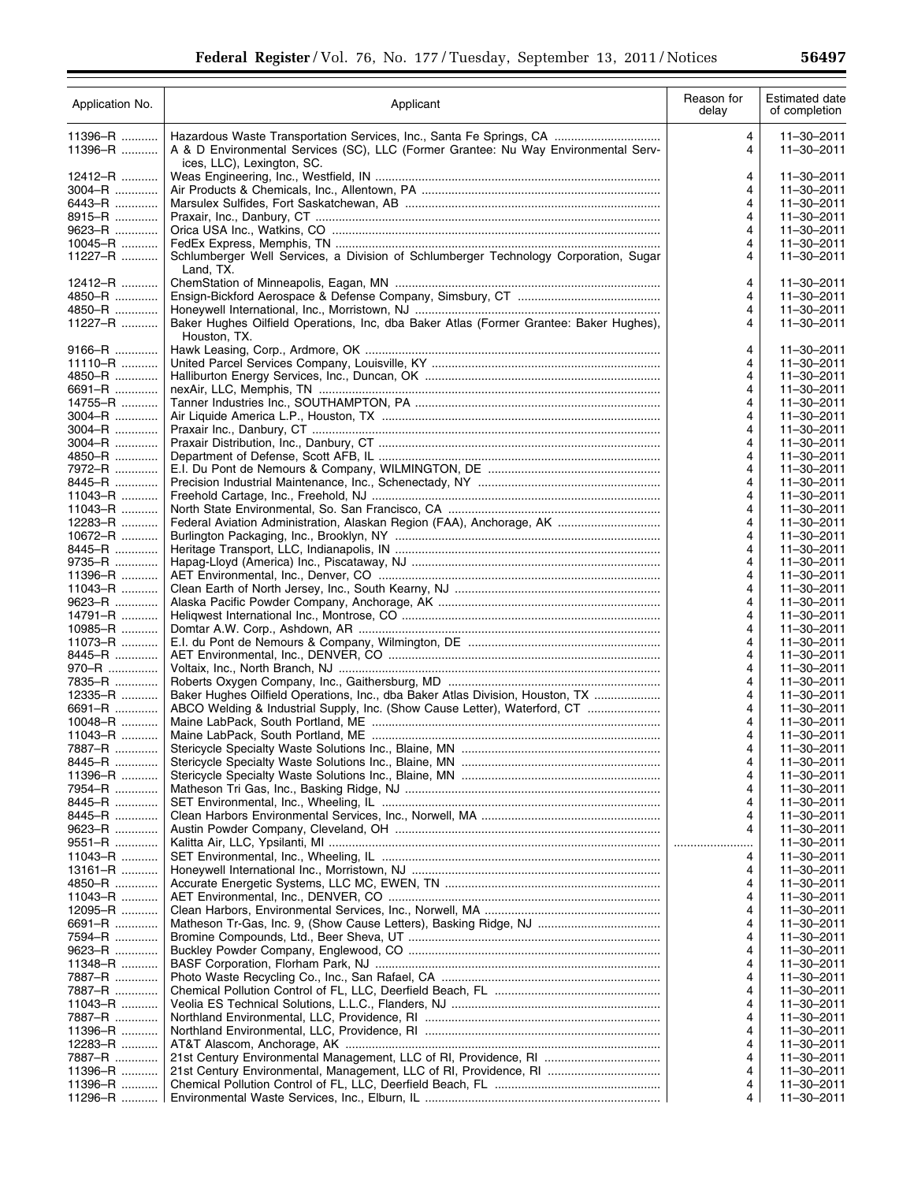| Application No. | Applicant | Reason for delay | Estimated date of completion |
| --- | --- | --- | --- |
| 11396–R | Hazardous Waste Transportation Services, Inc., Santa Fe Springs, CA | 4 | 11–30–2011 |
| 11396–R | A & D Environmental Services (SC), LLC (Former Grantee: Nu Way Environmental Services, LLC), Lexington, SC. | 4 | 11–30–2011 |
| 12412–R | Weas Engineering, Inc., Westfield, IN | 4 | 11–30–2011 |
| 3004–R | Air Products & Chemicals, Inc., Allentown, PA | 4 | 11–30–2011 |
| 6443–R | Marsulex Sulfides, Fort Saskatchewan, AB | 4 | 11–30–2011 |
| 8915–R | Praxair, Inc., Danbury, CT | 4 | 11–30–2011 |
| 9623–R | Orica USA Inc., Watkins, CO | 4 | 11–30–2011 |
| 10045–R | FedEx Express, Memphis, TN | 4 | 11–30–2011 |
| 11227–R | Schlumberger Well Services, a Division of Schlumberger Technology Corporation, Sugar Land, TX. | 4 | 11–30–2011 |
| 12412–R | ChemStation of Minneapolis, Eagan, MN | 4 | 11–30–2011 |
| 4850–R | Ensign-Bickford Aerospace & Defense Company, Simsbury, CT | 4 | 11–30–2011 |
| 4850–R | Honeywell International, Inc., Morristown, NJ | 4 | 11–30–2011 |
| 11227–R | Baker Hughes Oilfield Operations, Inc, dba Baker Atlas (Former Grantee: Baker Hughes), Houston, TX. | 4 | 11–30–2011 |
| 9166–R | Hawk Leasing, Corp., Ardmore, OK | 4 | 11–30–2011 |
| 11110–R | United Parcel Services Company, Louisville, KY | 4 | 11–30–2011 |
| 4850–R | Halliburton Energy Services, Inc., Duncan, OK | 4 | 11–30–2011 |
| 6691–R | nexAir, LLC, Memphis, TN | 4 | 11–30–2011 |
| 14755–R | Tanner Industries Inc., SOUTHAMPTON, PA | 4 | 11–30–2011 |
| 3004–R | Air Liquide America L.P., Houston, TX | 4 | 11–30–2011 |
| 3004–R | Praxair Inc., Danbury, CT | 4 | 11–30–2011 |
| 3004–R | Praxair Distribution, Inc., Danbury, CT | 4 | 11–30–2011 |
| 4850–R | Department of Defense, Scott AFB, IL | 4 | 11–30–2011 |
| 7972–R | E.I. Du Pont de Nemours & Company, WILMINGTON, DE | 4 | 11–30–2011 |
| 8445–R | Precision Industrial Maintenance, Inc., Schenectady, NY | 4 | 11–30–2011 |
| 11043–R | Freehold Cartage, Inc., Freehold, NJ | 4 | 11–30–2011 |
| 11043–R | North State Environmental, So. San Francisco, CA | 4 | 11–30–2011 |
| 12283–R | Federal Aviation Administration, Alaskan Region (FAA), Anchorage, AK | 4 | 11–30–2011 |
| 10672–R | Burlington Packaging, Inc., Brooklyn, NY | 4 | 11–30–2011 |
| 8445–R | Heritage Transport, LLC, Indianapolis, IN | 4 | 11–30–2011 |
| 9735–R | Hapag-Lloyd (America) Inc., Piscataway, NJ | 4 | 11–30–2011 |
| 11396–R | AET Environmental, Inc., Denver, CO | 4 | 11–30–2011 |
| 11043–R | Clean Earth of North Jersey, Inc., South Kearny, NJ | 4 | 11–30–2011 |
| 9623–R | Alaska Pacific Powder Company, Anchorage, AK | 4 | 11–30–2011 |
| 14791–R | Heliqwest International Inc., Montrose, CO | 4 | 11–30–2011 |
| 10985–R | Domtar A.W. Corp., Ashdown, AR | 4 | 11–30–2011 |
| 11073–R | E.I. du Pont de Nemours & Company, Wilmington, DE | 4 | 11–30–2011 |
| 8445–R | AET Environmental, Inc., DENVER, CO | 4 | 11–30–2011 |
| 970–R | Voltaix, Inc., North Branch, NJ | 4 | 11–30–2011 |
| 7835–R | Roberts Oxygen Company, Inc., Gaithersburg, MD | 4 | 11–30–2011 |
| 12335–R | Baker Hughes Oilfield Operations, Inc., dba Baker Atlas Division, Houston, TX | 4 | 11–30–2011 |
| 6691–R | ABCO Welding & Industrial Supply, Inc. (Show Cause Letter), Waterford, CT | 4 | 11–30–2011 |
| 10048–R | Maine LabPack, South Portland, ME | 4 | 11–30–2011 |
| 11043–R | Maine LabPack, South Portland, ME | 4 | 11–30–2011 |
| 7887–R | Stericycle Specialty Waste Solutions Inc., Blaine, MN | 4 | 11–30–2011 |
| 8445–R | Stericycle Specialty Waste Solutions Inc., Blaine, MN | 4 | 11–30–2011 |
| 11396–R | Stericycle Specialty Waste Solutions Inc., Blaine, MN | 4 | 11–30–2011 |
| 7954–R | Matheson Tri Gas, Inc., Basking Ridge, NJ | 4 | 11–30–2011 |
| 8445–R | SET Environmental, Inc., Wheeling, IL | 4 | 11–30–2011 |
| 8445–R | Clean Harbors Environmental Services, Inc., Norwell, MA | 4 | 11–30–2011 |
| 9623–R | Austin Powder Company, Cleveland, OH | 4 | 11–30–2011 |
| 9551–R | Kalitta Air, LLC, Ypsilanti, MI | | 11–30–2011 |
| 11043–R | SET Environmental, Inc., Wheeling, IL | 4 | 11–30–2011 |
| 13161–R | Honeywell International, Inc., Morristown, NJ | 4 | 11–30–2011 |
| 4850–R | Accurate Energetic Systems, LLC MC, EWEN, TN | 4 | 11–30–2011 |
| 11043–R | AET Environmental, Inc., DENVER, CO | 4 | 11–30–2011 |
| 12095–R | Clean Harbors, Environmental Services, Inc., Norwell, MA | 4 | 11–30–2011 |
| 6691–R | Matheson Tr-Gas, Inc. 9, (Show Cause Letters), Basking Ridge, NJ | 4 | 11–30–2011 |
| 7594–R | Bromine Compounds, Ltd., Beer Sheva, UT | 4 | 11–30–2011 |
| 9623–R | Buckley Powder Company, Englewood, CO | 4 | 11–30–2011 |
| 11348–R | BASF Corporation, Florham Park, NJ | 4 | 11–30–2011 |
| 7887–R | Photo Waste Recycling Co., Inc., San Rafael, CA | 4 | 11–30–2011 |
| 7887–R | Chemical Pollution Control of FL, LLC, Deerfield Beach, FL | 4 | 11–30–2011 |
| 11043–R | Veolia ES Technical Solutions, L.L.C., Flanders, NJ | 4 | 11–30–2011 |
| 7887–R | Northland Environmental, LLC, Providence, RI | 4 | 11–30–2011 |
| 11396–R | Northland Environmental, LLC, Providence, RI | 4 | 11–30–2011 |
| 12283–R | AT&T Alascom, Anchorage, AK | 4 | 11–30–2011 |
| 7887–R | 21st Century Environmental Management, LLC of RI, Providence, RI | 4 | 11–30–2011 |
| 11396–R | 21st Century Environmental, Management, LLC of RI, Providence, RI | 4 | 11–30–2011 |
| 11396–R | Chemical Pollution Control of FL, LLC, Deerfield Beach, FL | 4 | 11–30–2011 |
| 11296–R | Environmental Waste Services, Inc., Elburn, IL | 4 | 11–30–2011 |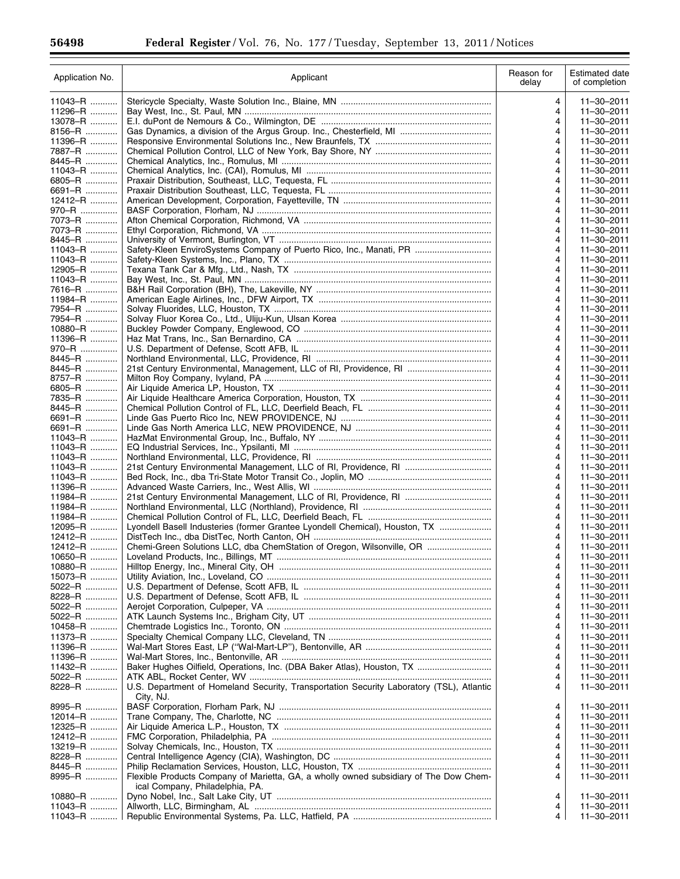| Application No. | Applicant | Reason for delay | Estimated date of completion |
| --- | --- | --- | --- |
| 11043–R | Stericycle Specialty, Waste Solution Inc., Blaine, MN | 4 | 11–30–2011 |
| 11296–R | Bay West, Inc., St. Paul, MN | 4 | 11–30–2011 |
| 13078–R | E.I. duPont de Nemours & Co., Wilmington, DE | 4 | 11–30–2011 |
| 8156–R | Gas Dynamics, a division of the Argus Group. Inc., Chesterfield, MI | 4 | 11–30–2011 |
| 11396–R | Responsive Environmental Solutions Inc., New Braunfels, TX | 4 | 11–30–2011 |
| 7887–R | Chemical Pollution Control, LLC of New York, Bay Shore, NY | 4 | 11–30–2011 |
| 8445–R | Chemical Analytics, Inc., Romulus, MI | 4 | 11–30–2011 |
| 11043–R | Chemical Analytics, Inc. (CAI), Romulus, MI | 4 | 11–30–2011 |
| 6805–R | Praxair Distribution, Southeast, LLC, Tequesta, FL | 4 | 11–30–2011 |
| 6691–R | Praxair Distribution Southeast, LLC, Tequesta, FL | 4 | 11–30–2011 |
| 12412–R | American Development, Corporation, Fayetteville, TN | 4 | 11–30–2011 |
| 970–R | BASF Corporation, Florham, NJ | 4 | 11–30–2011 |
| 7073–R | Afton Chemical Corporation, Richmond, VA | 4 | 11–30–2011 |
| 7073–R | Ethyl Corporation, Richmond, VA | 4 | 11–30–2011 |
| 8445–R | University of Vermont, Burlington, VT | 4 | 11–30–2011 |
| 11043–R | Safety-Kleen EnviroSystems Company of Puerto Rico, Inc., Manati, PR | 4 | 11–30–2011 |
| 11043–R | Safety-Kleen Systems, Inc., Plano, TX | 4 | 11–30–2011 |
| 12905–R | Texana Tank Car & Mfg., Ltd., Nash, TX | 4 | 11–30–2011 |
| 11043–R | Bay West, Inc., St. Paul, MN | 4 | 11–30–2011 |
| 7616–R | B&H Rail Corporation (BH), The, Lakeville, NY | 4 | 11–30–2011 |
| 11984–R | American Eagle Airlines, Inc., DFW Airport, TX | 4 | 11–30–2011 |
| 7954–R | Solvay Fluorides, LLC, Houston, TX | 4 | 11–30–2011 |
| 7954–R | Solvay Fluor Korea Co., Ltd., Uliju-Kun, Ulsan Korea | 4 | 11–30–2011 |
| 10880–R | Buckley Powder Company, Englewood, CO | 4 | 11–30–2011 |
| 11396–R | Haz Mat Trans, Inc., San Bernardino, CA | 4 | 11–30–2011 |
| 970–R | U.S. Department of Defense, Scott AFB, IL | 4 | 11–30–2011 |
| 8445–R | Northland Environmental, LLC, Providence, RI | 4 | 11–30–2011 |
| 8445–R | 21st Century Environmental, Management, LLC of RI, Providence, RI | 4 | 11–30–2011 |
| 8757–R | Milton Roy Company, Ivyland, PA | 4 | 11–30–2011 |
| 6805–R | Air Liquide America LP, Houston, TX | 4 | 11–30–2011 |
| 7835–R | Air Liquide Healthcare America Corporation, Houston, TX | 4 | 11–30–2011 |
| 8445–R | Chemical Pollution Control of FL, LLC, Deerfield Beach, FL | 4 | 11–30–2011 |
| 6691–R | Linde Gas Puerto Rico Inc, NEW PROVIDENCE, NJ | 4 | 11–30–2011 |
| 6691–R | Linde Gas North America LLC, NEW PROVIDENCE, NJ | 4 | 11–30–2011 |
| 11043–R | HazMat Environmental Group, Inc., Buffalo, NY | 4 | 11–30–2011 |
| 11043–R | EQ Industrial Services, Inc., Ypsilanti, MI | 4 | 11–30–2011 |
| 11043–R | Northland Environmental, LLC, Providence, RI | 4 | 11–30–2011 |
| 11043–R | 21st Century Environmental Management, LLC of RI, Providence, RI | 4 | 11–30–2011 |
| 11043–R | Bed Rock, Inc., dba Tri-State Motor Transit Co., Joplin, MO | 4 | 11–30–2011 |
| 11396–R | Advanced Waste Carriers, Inc., West Allis, WI | 4 | 11–30–2011 |
| 11984–R | 21st Century Environmental Management, LLC of RI, Providence, RI | 4 | 11–30–2011 |
| 11984–R | Northland Environmental, LLC (Northland), Providence, RI | 4 | 11–30–2011 |
| 11984–R | Chemical Pollution Control of FL, LLC, Deerfield Beach, FL | 4 | 11–30–2011 |
| 12095–R | Lyondell Basell Industeries (former Grantee Lyondell Chemical), Houston, TX | 4 | 11–30–2011 |
| 12412–R | DistTech, Inc., dba DistTec, North Canton, OH | 4 | 11–30–2011 |
| 12412–R | Chemi-Green Solutions LLC, dba ChemStation of Oregon, Wilsonville, OR | 4 | 11–30–2011 |
| 10650–R | Loveland Products, Inc., Billings, MT | 4 | 11–30–2011 |
| 10880–R | Hilltop Energy, Inc., Mineral City, OH | 4 | 11–30–2011 |
| 15073–R | Utility Aviation, Inc., Loveland, CO | 4 | 11–30–2011 |
| 5022–R | U.S. Department of Defense, Scott AFB, IL | 4 | 11–30–2011 |
| 8228–R | U.S. Department of Defense, Scott AFB, IL | 4 | 11–30–2011 |
| 5022–R | Aerojet Corporation, Culpeper, VA | 4 | 11–30–2011 |
| 5022–R | ATK Launch Systems Inc., Brigham City, UT | 4 | 11–30–2011 |
| 10458–R | Chemtrade Logistics Inc., Toronto, ON | 4 | 11–30–2011 |
| 11373–R | Specialty Chemical Company LLC, Cleveland, TN | 4 | 11–30–2011 |
| 11396–R | Wal-Mart Stores East, LP ("Wal-Mart-LP"), Bentonville, AR | 4 | 11–30–2011 |
| 11396–R | Wal-Mart Stores, Inc., Bentonville, AR | 4 | 11–30–2011 |
| 11432–R | Baker Hughes Oilfield, Operations, Inc. (DBA Baker Atlas), Houston, TX | 4 | 11–30–2011 |
| 5022–R | ATK ABL, Rocket Center, WV | 4 | 11–30–2011 |
| 8228–R | U.S. Department of Homeland Security, Transportation Security Laboratory (TSL), Atlantic City, NJ. | 4 | 11–30–2011 |
| 8995–R | BASF Corporation, Florham Park, NJ | 4 | 11–30–2011 |
| 12014–R | Trane Company, The, Charlotte, NC | 4 | 11–30–2011 |
| 12325–R | Air Liquide America L.P., Houston, TX | 4 | 11–30–2011 |
| 12412–R | FMC Corporation, Philadelphia, PA | 4 | 11–30–2011 |
| 13219–R | Solvay Chemicals, Inc., Houston, TX | 4 | 11–30–2011 |
| 8228–R | Central Intelligence Agency (CIA), Washington, DC | 4 | 11–30–2011 |
| 8445–R | Philip Reclamation Services, Houston, LLC, Houston, TX | 4 | 11–30–2011 |
| 8995–R | Flexible Products Company of Marietta, GA, a wholly owned subsidiary of The Dow Chemical Company, Philadelphia, PA. | 4 | 11–30–2011 |
| 10880–R | Dyno Nobel, Inc., Salt Lake City, UT | 4 | 11–30–2011 |
| 11043–R | Allworth, LLC, Birmingham, AL | 4 | 11–30–2011 |
| 11043–R | Republic Environmental Systems, Pa. LLC, Hatfield, PA | 4 | 11–30–2011 |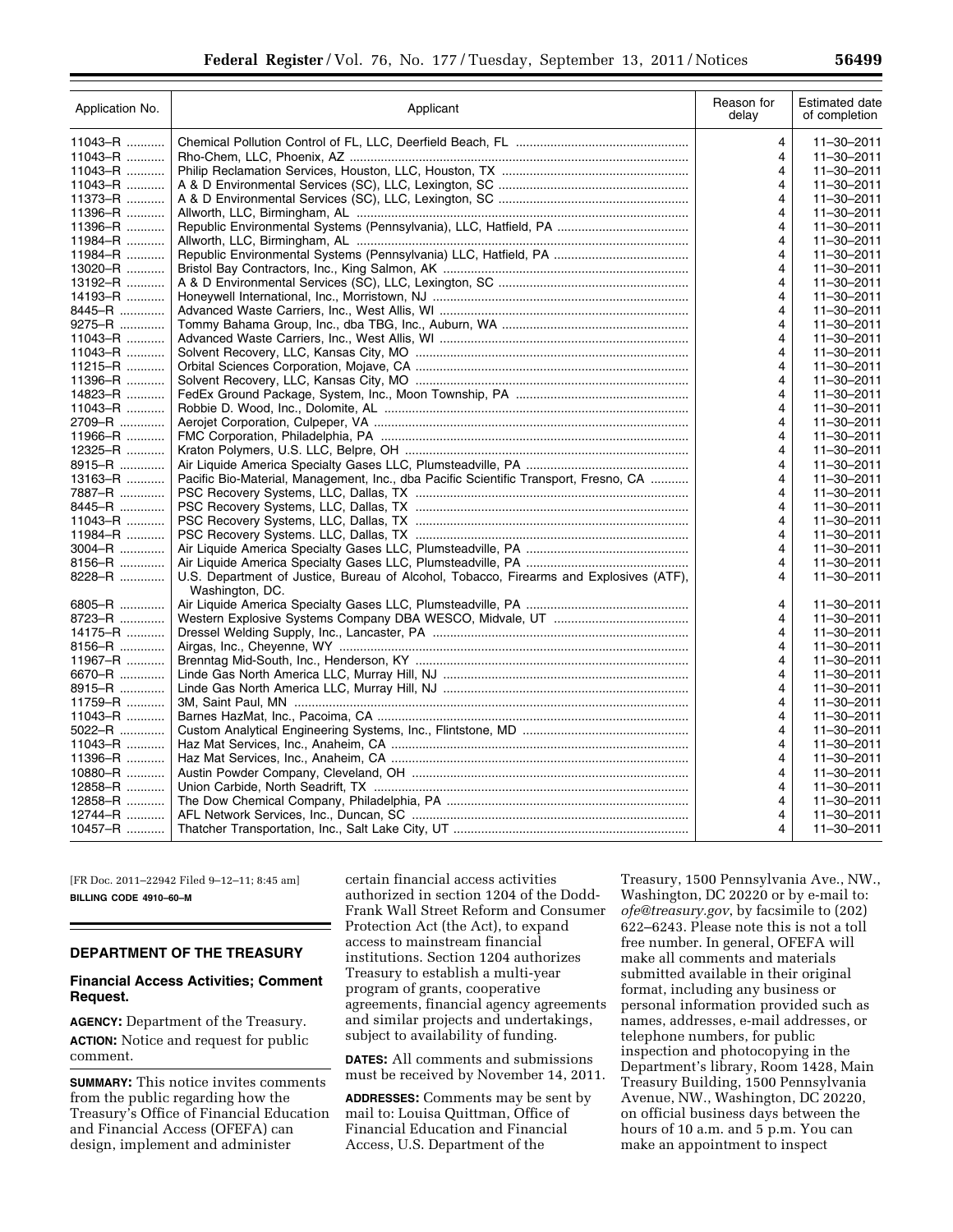| Application No. | Applicant | Reason for delay | Estimated date of completion |
|---|---|---|---|
| 11043–R | Chemical Pollution Control of FL, LLC, Deerfield Beach, FL | 4 | 11–30–2011 |
| 11043–R | Rho-Chem, LLC, Phoenix, AZ | 4 | 11–30–2011 |
| 11043–R | Philip Reclamation Services, Houston, LLC, Houston, TX | 4 | 11–30–2011 |
| 11043–R | A & D Environmental Services (SC), LLC, Lexington, SC | 4 | 11–30–2011 |
| 11373–R | A & D Environmental Services (SC), LLC, Lexington, SC | 4 | 11–30–2011 |
| 11396–R | Allworth, LLC, Birmingham, AL | 4 | 11–30–2011 |
| 11396–R | Republic Environmental Systems (Pennsylvania), LLC, Hatfield, PA | 4 | 11–30–2011 |
| 11984–R | Allworth, LLC, Birmingham, AL | 4 | 11–30–2011 |
| 11984–R | Republic Environmental Systems (Pennsylvania) LLC, Hatfield, PA | 4 | 11–30–2011 |
| 13020–R | Bristol Bay Contractors, Inc., King Salmon, AK | 4 | 11–30–2011 |
| 13192–R | A & D Environmental Services (SC), LLC, Lexington, SC | 4 | 11–30–2011 |
| 14193–R | Honeywell International, Inc., Morristown, NJ | 4 | 11–30–2011 |
| 8445–R | Advanced Waste Carriers, Inc., West Allis, WI | 4 | 11–30–2011 |
| 9275–R | Tommy Bahama Group, Inc., dba TBG, Inc., Auburn, WA | 4 | 11–30–2011 |
| 11043–R | Advanced Waste Carriers, Inc., West Allis, WI | 4 | 11–30–2011 |
| 11043–R | Solvent Recovery, LLC, Kansas City, MO | 4 | 11–30–2011 |
| 11215–R | Orbital Sciences Corporation, Mojave, CA | 4 | 11–30–2011 |
| 11396–R | Solvent Recovery, LLC, Kansas City, MO | 4 | 11–30–2011 |
| 14823–R | FedEx Ground Package, System, Inc., Moon Township, PA | 4 | 11–30–2011 |
| 11043–R | Robbie D. Wood, Inc., Dolomite, AL | 4 | 11–30–2011 |
| 2709–R | Aerojet Corporation, Culpeper, VA | 4 | 11–30–2011 |
| 11966–R | FMC Corporation, Philadelphia, PA | 4 | 11–30–2011 |
| 12325–R | Kraton Polymers, U.S. LLC, Belpre, OH | 4 | 11–30–2011 |
| 8915–R | Air Liquide America Specialty Gases LLC, Plumsteadville, PA | 4 | 11–30–2011 |
| 13163–R | Pacific Bio-Material, Management, Inc., dba Pacific Scientific Transport, Fresno, CA | 4 | 11–30–2011 |
| 7887–R | PSC Recovery Systems, LLC, Dallas, TX | 4 | 11–30–2011 |
| 8445–R | PSC Recovery Systems, LLC, Dallas, TX | 4 | 11–30–2011 |
| 11043–R | PSC Recovery Systems, LLC, Dallas, TX | 4 | 11–30–2011 |
| 11984–R | PSC Recovery Systems. LLC, Dallas, TX | 4 | 11–30–2011 |
| 3004–R | Air Liquide America Specialty Gases LLC, Plumsteadville, PA | 4 | 11–30–2011 |
| 8156–R | Air Liquide America Specialty Gases LLC, Plumsteadville, PA | 4 | 11–30–2011 |
| 8228–R | U.S. Department of Justice, Bureau of Alcohol, Tobacco, Firearms and Explosives (ATF), Washington, DC. | 4 | 11–30–2011 |
| 6805–R | Air Liquide America Specialty Gases LLC, Plumsteadville, PA | 4 | 11–30–2011 |
| 8723–R | Western Explosive Systems Company DBA WESCO, Midvale, UT | 4 | 11–30–2011 |
| 14175–R | Dressel Welding Supply, Inc., Lancaster, PA | 4 | 11–30–2011 |
| 8156–R | Airgas, Inc., Cheyenne, WY | 4 | 11–30–2011 |
| 11967–R | Brenntag Mid-South, Inc., Henderson, KY | 4 | 11–30–2011 |
| 6670–R | Linde Gas North America LLC, Murray Hill, NJ | 4 | 11–30–2011 |
| 8915–R | Linde Gas North America LLC, Murray Hill, NJ | 4 | 11–30–2011 |
| 11759–R | 3M, Saint Paul, MN | 4 | 11–30–2011 |
| 11043–R | Barnes HazMat, Inc., Pacoima, CA | 4 | 11–30–2011 |
| 5022–R | Custom Analytical Engineering Systems, Inc., Flintstone, MD | 4 | 11–30–2011 |
| 11043–R | Haz Mat Services, Inc., Anaheim, CA | 4 | 11–30–2011 |
| 11396–R | Haz Mat Services, Inc., Anaheim, CA | 4 | 11–30–2011 |
| 10880–R | Austin Powder Company, Cleveland, OH | 4 | 11–30–2011 |
| 12858–R | Union Carbide, North Seadrift, TX | 4 | 11–30–2011 |
| 12858–R | The Dow Chemical Company, Philadelphia, PA | 4 | 11–30–2011 |
| 12744–R | AFL Network Services, Inc., Duncan, SC | 4 | 11–30–2011 |
| 10457–R | Thatcher Transportation, Inc., Salt Lake City, UT | 4 | 11–30–2011 |

[FR Doc. 2011–22942 Filed 9–12–11; 8:45 am]

**BILLING CODE 4910–60–M**

## DEPARTMENT OF THE TREASURY

### Financial Access Activities; Comment Request.

**AGENCY:** Department of the Treasury.

**ACTION:** Notice and request for public comment.

**SUMMARY:** This notice invites comments from the public regarding how the Treasury's Office of Financial Education and Financial Access (OFEFA) can design, implement and administer certain financial access activities authorized in section 1204 of the Dodd-Frank Wall Street Reform and Consumer Protection Act (the Act), to expand access to mainstream financial institutions. Section 1204 authorizes Treasury to establish a multi-year program of grants, cooperative agreements, financial agency agreements and similar projects and undertakings, subject to availability of funding.

**DATES:** All comments and submissions must be received by November 14, 2011.

**ADDRESSES:** Comments may be sent by mail to: Louisa Quittman, Office of Financial Education and Financial Access, U.S. Department of the Treasury, 1500 Pennsylvania Ave., NW., Washington, DC 20220 or by e-mail to: *ofe@treasury.gov*, by facsimile to (202) 622–6243. Please note this is not a toll free number. In general, OFEFA will make all comments and materials submitted available in their original format, including any business or personal information provided such as names, addresses, e-mail addresses, or telephone numbers, for public inspection and photocopying in the Department's library, Room 1428, Main Treasury Building, 1500 Pennsylvania Avenue, NW., Washington, DC 20220, on official business days between the hours of 10 a.m. and 5 p.m. You can make an appointment to inspect